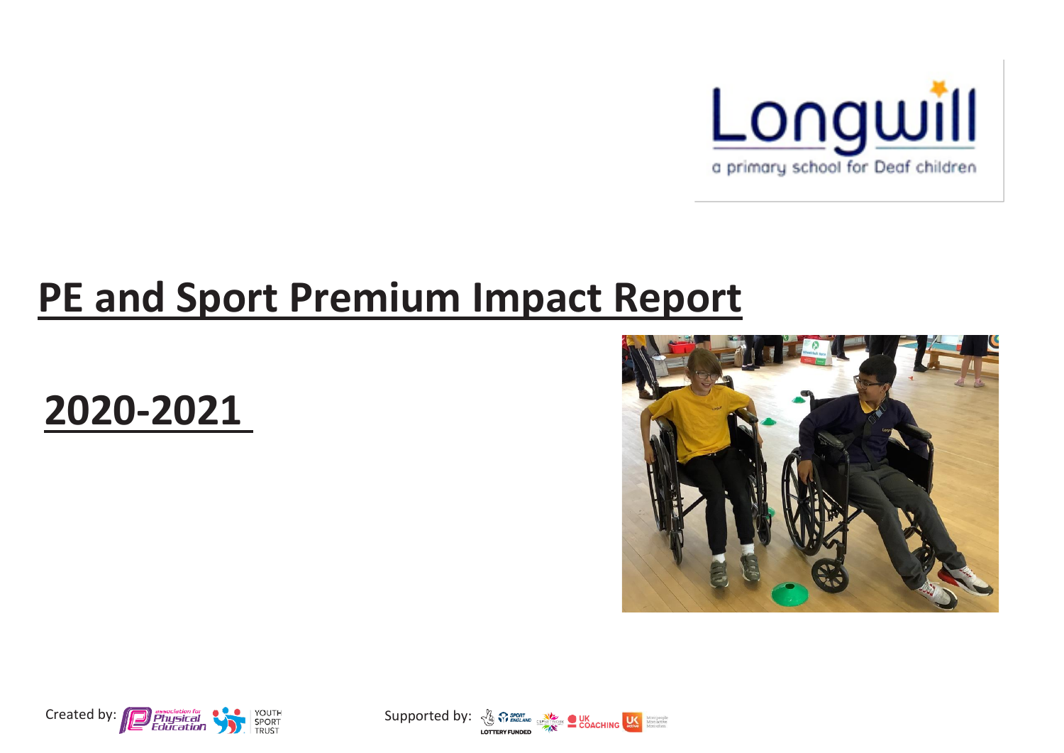Longwill

a primary school for Deaf children

# PE and Sport Premium Impact Report

## 2020-2021

Created by: association for Physical Education, Youth Sport Trust

Supported by: Sport England, Lottery Funded, CSPNetwork, UK Coaching, UK Active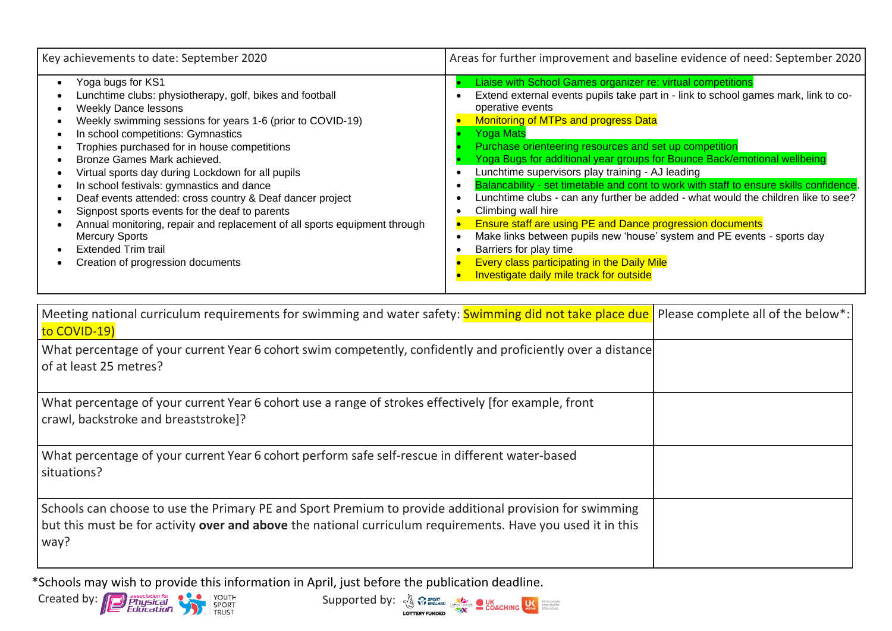| Key achievements to date: September 2020 | Areas for further improvement and baseline evidence of need: September 2020 |
|---|---|
| • Yoga bugs for KS1<br>• Lunchtime clubs: physiotherapy, golf, bikes and football<br>• Weekly Dance lessons<br>• Weekly swimming sessions for years 1-6 (prior to COVID-19)<br>• In school competitions: Gymnastics<br>• Trophies purchased for in house competitions<br>• Bronze Games Mark achieved.<br>• Virtual sports day during Lockdown for all pupils<br>• In school festivals: gymnastics and dance<br>• Deaf events attended: cross country & Deaf dancer project<br>• Signpost sports events for the deaf to parents<br>• Annual monitoring, repair and replacement of all sports equipment through Mercury Sports<br>• Extended Trim trail<br>• Creation of progression documents | • Liaise with School Games organizer re: virtual competitions<br>• Extend external events pupils take part in - link to school games mark, link to co-operative events<br>• Monitoring of MTPs and progress Data<br>• Yoga Mats<br>• Purchase orienteering resources and set up competition<br>• Yoga Bugs for additional year groups for Bounce Back/emotional wellbeing<br>• Lunchtime supervisors play training - AJ leading<br>• Balancability - set timetable and cont to work with staff to ensure skills confidence.<br>• Lunchtime clubs - can any further be added - what would the children like to see?<br>• Climbing wall hire<br>• Ensure staff are using PE and Dance progression documents<br>• Make links between pupils new 'house' system and PE events - sports day<br>• Barriers for play time<br>• Every class participating in the Daily Mile<br>• Investigate daily mile track for outside |

| Meeting national curriculum requirements for swimming and water safety: Swimming did not take place due to COVID-19) | Please complete all of the below*: |
|---|---|
| What percentage of your current Year 6 cohort swim competently, confidently and proficiently over a distance of at least 25 metres? | |
| What percentage of your current Year 6 cohort use a range of strokes effectively [for example, front crawl, backstroke and breaststroke]? | |
| What percentage of your current Year 6 cohort perform safe self-rescue in different water-based situations? | |
| Schools can choose to use the Primary PE and Sport Premium to provide additional provision for swimming but this must be for activity **over and above** the national curriculum requirements. Have you used it in this way? | |

*Schools may wish to provide this information in April, just before the publication deadline.

Created by: association for Physical Education, Youth Sport Trust

Supported by: Sport England, CSPN, UK Coaching, UK Active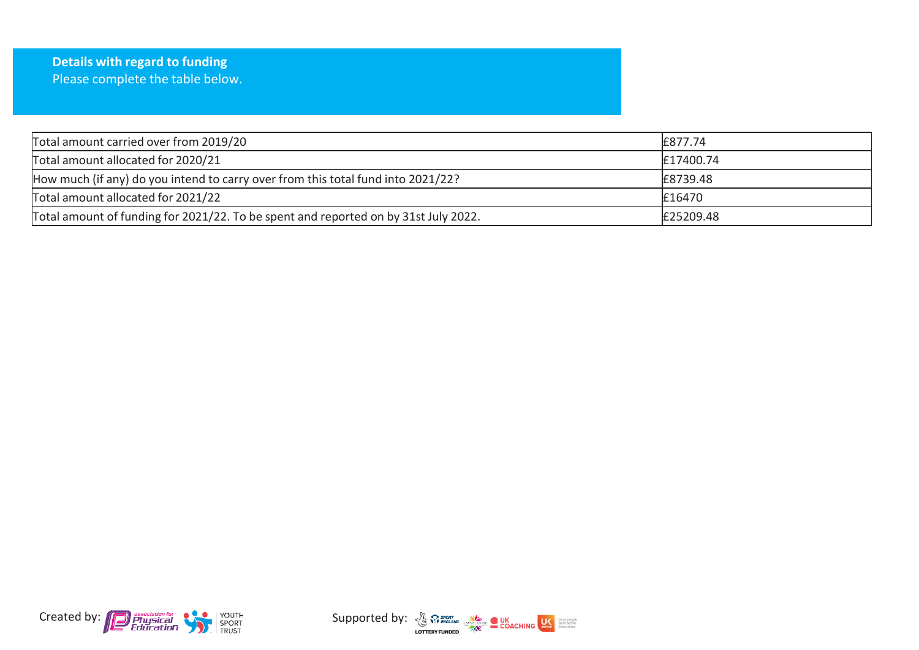**Details with regard to funding**
Please complete the table below.

| | |
|---|---|
| Total amount carried over from 2019/20 | £877.74 |
| Total amount allocated for 2020/21 | £17400.74 |
| How much (if any) do you intend to carry over from this total fund into 2021/22? | £8739.48 |
| Total amount allocated for 2021/22 | £16470 |
| Total amount of funding for 2021/22. To be spent and reported on by 31st July 2022. | £25209.48 |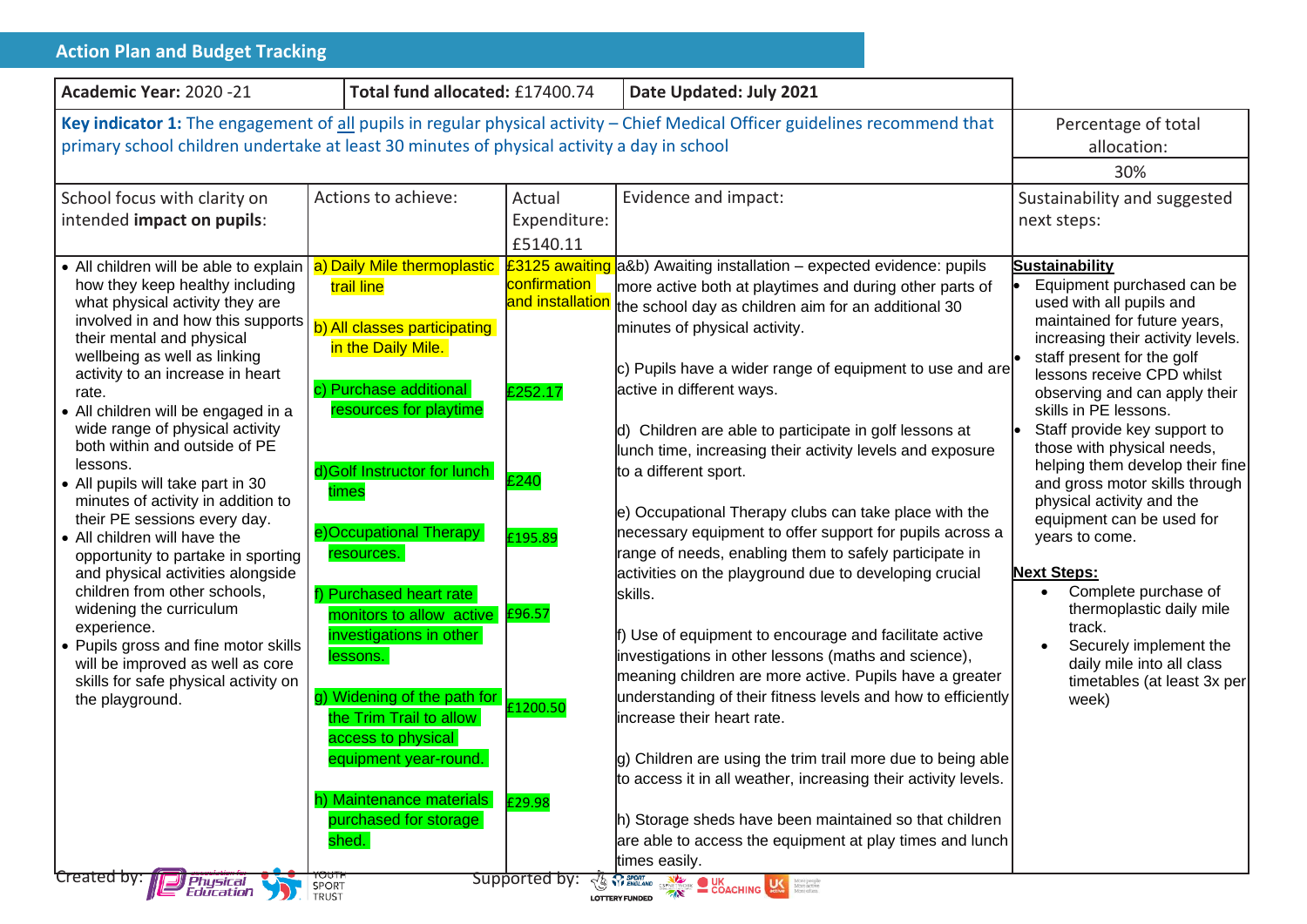## Action Plan and Budget Tracking

| Academic Year: 2020 -21 | Total fund allocated: £17400.74 | | Date Updated: July 2021 | |
|---|---|---|---|---|
| **Key indicator 1:** The engagement of all pupils in regular physical activity – Chief Medical Officer guidelines recommend that primary school children undertake at least 30 minutes of physical activity a day in school | | | | Percentage of total allocation: 30% |
| School focus with clarity on intended **impact on pupils**: | Actions to achieve: | Actual Expenditure: £5140.11 | Evidence and impact: | Sustainability and suggested next steps: |
| • All children will be able to explain how they keep healthy including what physical activity they are involved in and how this supports their mental and physical wellbeing as well as linking activity to an increase in heart rate.<br>• All children will be engaged in a wide range of physical activity both within and outside of PE lessons.<br>• All pupils will take part in 30 minutes of activity in addition to their PE sessions every day.<br>• All children will have the opportunity to partake in sporting and physical activities alongside children from other schools, widening the curriculum experience.<br>• Pupils gross and fine motor skills will be improved as well as core skills for safe physical activity on the playground. | a) Daily Mile thermoplastic trail line<br><br>b) All classes participating in the Daily Mile.<br><br>c) Purchase additional resources for playtime<br><br>d) Golf Instructor for lunch times<br><br>e) Occupational Therapy resources.<br><br>f) Purchased heart rate monitors to allow active investigations in other lessons.<br><br>g) Widening of the path for the Trim Trail to allow access to physical equipment year-round.<br><br>h) Maintenance materials purchased for storage shed. | £3125 awaiting confirmation and installation<br><br><br>£252.17<br><br>£240<br><br>£195.89<br><br>£96.57<br><br>£1200.50<br><br>£29.98 | a&b) Awaiting installation – expected evidence: pupils more active both at playtimes and during other parts of the school day as children aim for an additional 30 minutes of physical activity.<br><br>c) Pupils have a wider range of equipment to use and are active in different ways.<br><br>d) Children are able to participate in golf lessons at lunch time, increasing their activity levels and exposure to a different sport.<br><br>e) Occupational Therapy clubs can take place with the necessary equipment to offer support for pupils across a range of needs, enabling them to safely participate in activities on the playground due to developing crucial skills.<br><br>f) Use of equipment to encourage and facilitate active investigations in other lessons (maths and science), meaning children are more active. Pupils have a greater understanding of their fitness levels and how to efficiently increase their heart rate.<br><br>g) Children are using the trim trail more due to being able to access it in all weather, increasing their activity levels.<br><br>h) Storage sheds have been maintained so that children are able to access the equipment at play times and lunch times easily. | **Sustainability**<br>• Equipment purchased can be used with all pupils and maintained for future years, increasing their activity levels.<br>• staff present for the golf lessons receive CPD whilst observing and can apply their skills in PE lessons.<br>• Staff provide key support to those with physical needs, helping them develop their fine and gross motor skills through physical activity and the equipment can be used for years to come.<br><br>**Next Steps:**<br>• Complete purchase of thermoplastic daily mile track.<br>• Securely implement the daily mile into all class timetables (at least 3x per week) |

Created by: Association for Physical Education, Youth Sport Trust — Supported by: Sport England, CSPN, UK Coaching, UK Active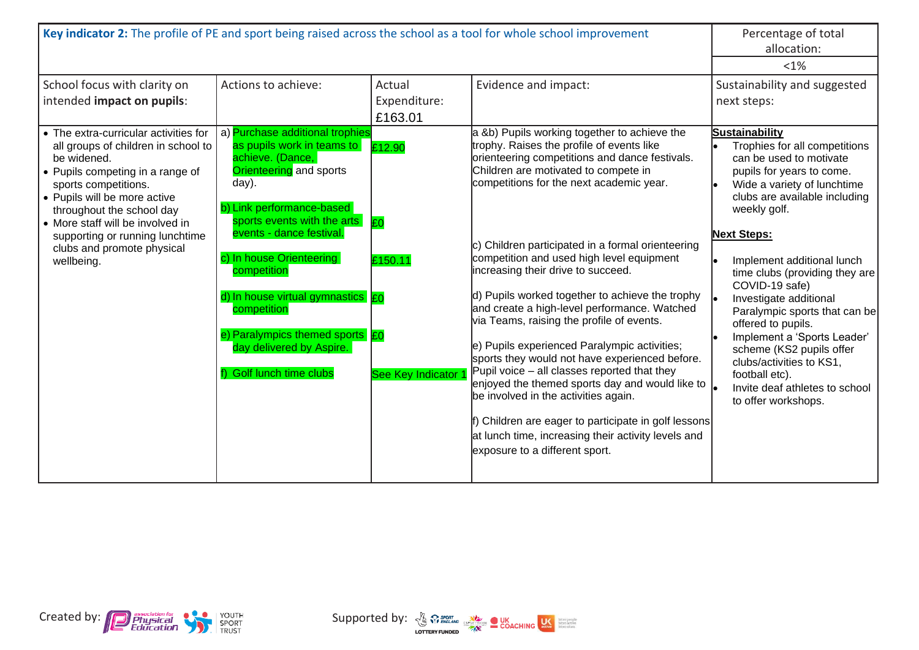| **Key indicator 2:** The profile of PE and sport being raised across the school as a tool for whole school improvement | | | | Percentage of total allocation: <1% |
|---|---|---|---|---|
| School focus with clarity on intended **impact on pupils**: | Actions to achieve: | Actual Expenditure: £163.01 | Evidence and impact: | Sustainability and suggested next steps: |
| • The extra-curricular activities for all groups of children in school to be widened.<br>• Pupils competing in a range of sports competitions.<br>• Pupils will be more active throughout the school day<br>• More staff will be involved in supporting or running lunchtime clubs and promote physical wellbeing. | a) Purchase additional trophies as pupils work in teams to achieve. (Dance, Orienteering and sports day).<br><br>b) Link performance-based sports events with the arts events - dance festival.<br><br>c) In house Orienteering competition<br><br>d) In house virtual gymnastics competition<br><br>e) Paralympics themed sports day delivered by Aspire.<br><br>f) Golf lunch time clubs | £12.90<br><br>£0<br><br>£150.11<br><br>£0<br><br>£0<br><br>See Key Indicator 1 | a &b) Pupils working together to achieve the trophy. Raises the profile of events like orienteering competitions and dance festivals. Children are motivated to compete in competitions for the next academic year.<br><br>c) Children participated in a formal orienteering competition and used high level equipment increasing their drive to succeed.<br><br>d) Pupils worked together to achieve the trophy and create a high-level performance. Watched via Teams, raising the profile of events.<br><br>e) Pupils experienced Paralympic activities; sports they would not have experienced before. Pupil voice – all classes reported that they enjoyed the themed sports day and would like to be involved in the activities again.<br><br>f) Children are eager to participate in golf lessons at lunch time, increasing their activity levels and exposure to a different sport. | **Sustainability**<br>• Trophies for all competitions can be used to motivate pupils for years to come.<br>• Wide a variety of lunchtime clubs are available including weekly golf.<br><br>**Next Steps:**<br>• Implement additional lunch time clubs (providing they are COVID-19 safe)<br>• Investigate additional Paralympic sports that can be offered to pupils.<br>• Implement a 'Sports Leader' scheme (KS2 pupils offer clubs/activities to KS1, football etc).<br>• Invite deaf athletes to school to offer workshops. |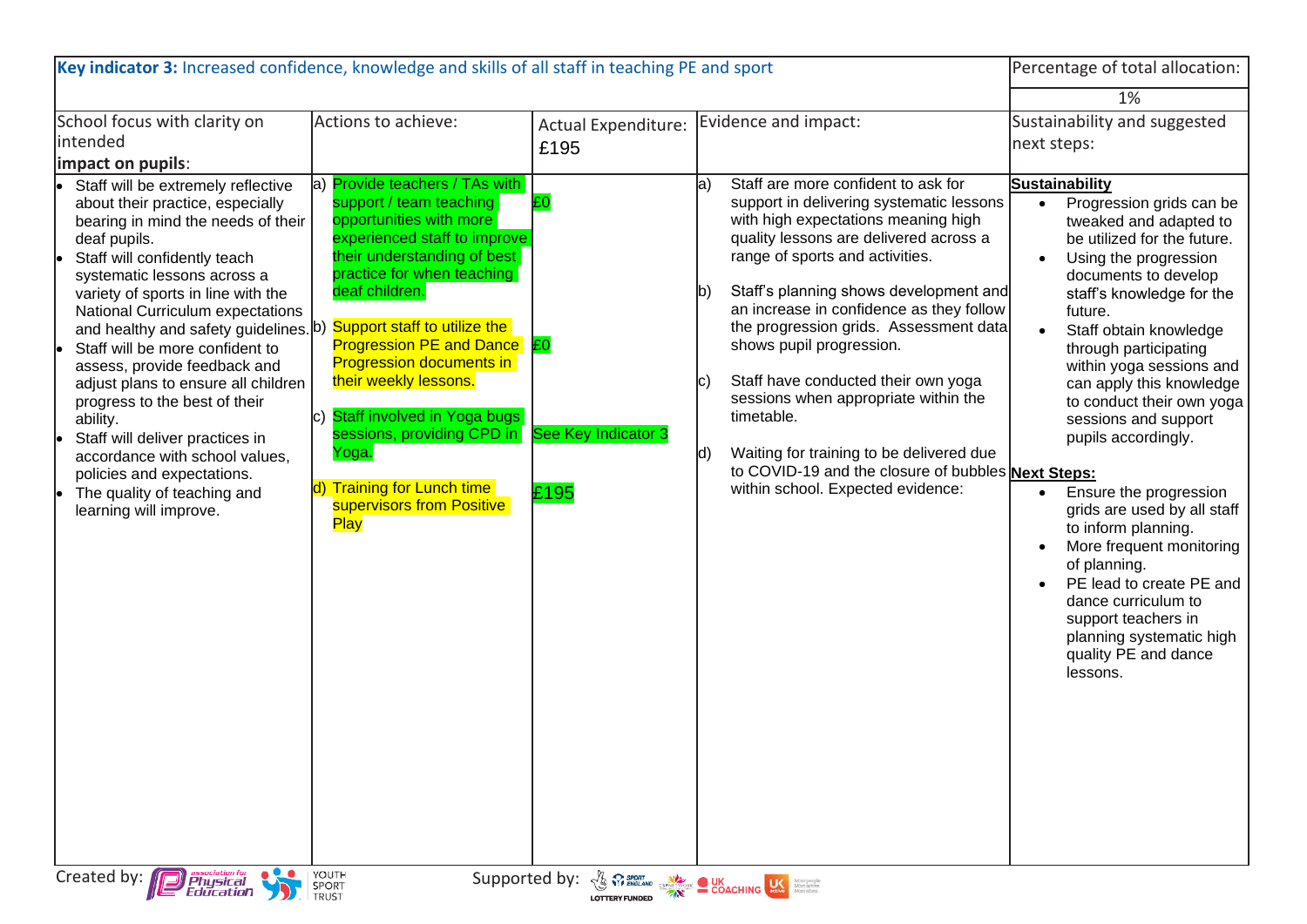| **Key indicator 3:** Increased confidence, knowledge and skills of all staff in teaching PE and sport | | | | Percentage of total allocation: |
|---|---|---|---|---|
| | | | | 1% |
| School focus with clarity on intended **impact on pupils**: | Actions to achieve: | Actual Expenditure: £195 | Evidence and impact: | Sustainability and suggested next steps: |
| • Staff will be extremely reflective about their practice, especially bearing in mind the needs of their deaf pupils.<br>• Staff will confidently teach systematic lessons across a variety of sports in line with the National Curriculum expectations and healthy and safety guidelines.<br>• Staff will be more confident to assess, provide feedback and adjust plans to ensure all children progress to the best of their ability.<br>• Staff will deliver practices in accordance with school values, policies and expectations.<br>• The quality of teaching and learning will improve. | a) Provide teachers / TAs with support / team teaching opportunities with more experienced staff to improve their understanding of best practice for when teaching deaf children.<br><br>b) Support staff to utilize the Progression PE and Dance Progression documents in their weekly lessons.<br><br>c) Staff involved in Yoga bugs sessions, providing CPD in Yoga.<br><br>d) Training for Lunch time supervisors from Positive Play | £0<br><br>£0<br><br>See Key Indicator 3<br><br>£195 | a) Staff are more confident to ask for support in delivering systematic lessons with high expectations meaning high quality lessons are delivered across a range of sports and activities.<br><br>b) Staff's planning shows development and an increase in confidence as they follow the progression grids. Assessment data shows pupil progression.<br><br>c) Staff have conducted their own yoga sessions when appropriate within the timetable.<br><br>d) Waiting for training to be delivered due to COVID-19 and the closure of bubbles within school. Expected evidence: | **Sustainability**<br>• Progression grids can be tweaked and adapted to be utilized for the future.<br>• Using the progression documents to develop staff's knowledge for the future.<br>• Staff obtain knowledge through participating within yoga sessions and can apply this knowledge to conduct their own yoga sessions and support pupils accordingly.<br><br>**Next Steps:**<br>• Ensure the progression grids are used by all staff to inform planning.<br>• More frequent monitoring of planning.<br>• PE lead to create PE and dance curriculum to support teachers in planning systematic high quality PE and dance lessons. |

Created by: association for Physical Education, YOUTH SPORT TRUST

Supported by: SPORT ENGLAND, LOTTERY FUNDED, CSPNETWORK, UK COACHING, UK active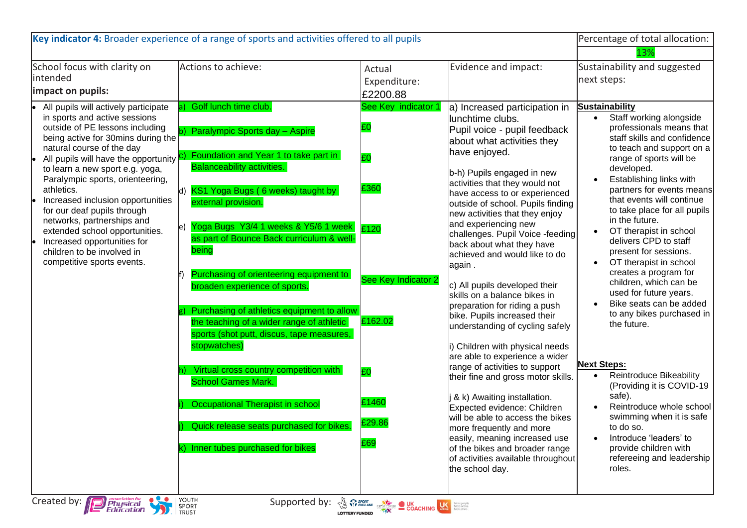| **Key indicator 4:** Broader experience of a range of sports and activities offered to all pupils | | | | Percentage of total allocation: |
|---|---|---|---|---|
| | | | | 13% |
| School focus with clarity on intended **impact on pupils:** | Actions to achieve: | Actual Expenditure: £2200.88 | Evidence and impact: | Sustainability and suggested next steps: |
| • All pupils will actively participate in sports and active sessions outside of PE lessons including being active for 30mins during the natural course of the day<br>• All pupils will have the opportunity to learn a new sport e.g. yoga, Paralympic sports, orienteering, athletics.<br>• Increased inclusion opportunities for our deaf pupils through networks, partnerships and extended school opportunities.<br>• Increased opportunities for children to be involved in competitive sports events. | a) Golf lunch time club.<br><br>b) Paralympic Sports day – Aspire<br><br>c) Foundation and Year 1 to take part in Balanceability activities.<br><br>d) KS1 Yoga Bugs ( 6 weeks) taught by external provision.<br><br>e) Yoga Bugs Y3/4 1 weeks & Y5/6 1 week as part of Bounce Back curriculum & well-being<br><br>f) Purchasing of orienteering equipment to broaden experience of sports.<br><br>g) Purchasing of athletics equipment to allow the teaching of a wider range of athletic sports (shot putt, discus, tape measures, stopwatches)<br><br>h) Virtual cross country competition with School Games Mark.<br><br>i) Occupational Therapist in school<br><br>j) Quick release seats purchased for bikes.<br><br>k) Inner tubes purchased for bikes | See Key indicator 1<br><br>£0<br><br>£0<br><br>£360<br><br>£120<br><br>See Key Indicator 2<br><br>£162.02<br><br>£0<br><br>£1460<br><br>£29.86<br><br>£69 | a) Increased participation in lunchtime clubs.<br>Pupil voice - pupil feedback about what activities they have enjoyed.<br><br>b-h) Pupils engaged in new activities that they would not have access to or experienced outside of school. Pupils finding new activities that they enjoy and experiencing new challenges. Pupil Voice -feeding back about what they have achieved and would like to do again .<br><br>c) All pupils developed their skills on a balance bikes in preparation for riding a push bike. Pupils increased their understanding of cycling safely<br><br>i) Children with physical needs are able to experience a wider range of activities to support their fine and gross motor skills.<br><br>j & k) Awaiting installation. Expected evidence: Children will be able to access the bikes more frequently and more easily, meaning increased use of the bikes and broader range of activities available throughout the school day. | **Sustainability**<br>• Staff working alongside professionals means that staff skills and confidence to teach and support on a range of sports will be developed.<br>• Establishing links with partners for events means that events will continue to take place for all pupils in the future.<br>• OT therapist in school delivers CPD to staff present for sessions.<br>• OT therapist in school creates a program for children, which can be used for future years.<br>• Bike seats can be added to any bikes purchased in the future.<br><br>**Next Steps:**<br>• Reintroduce Bikeability (Providing it is COVID-19 safe).<br>• Reintroduce whole school swimming when it is safe to do so.<br>• Introduce 'leaders' to provide children with refereeing and leadership roles. |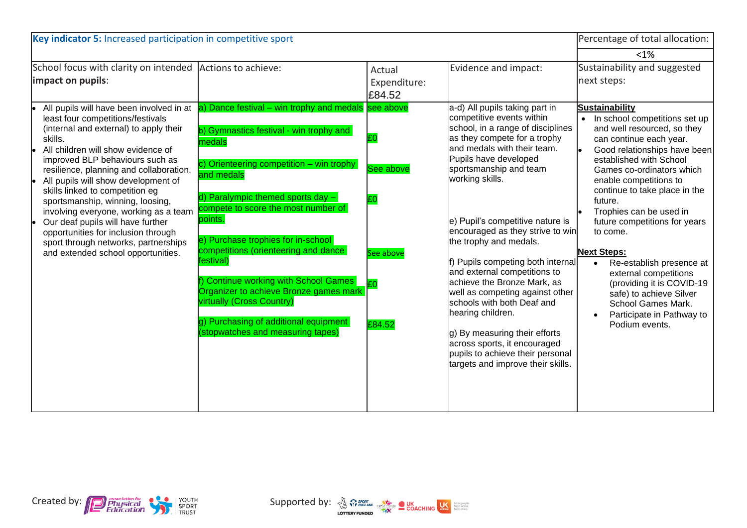| **Key indicator 5:** Increased participation in competitive sport | | | | Percentage of total allocation: |
|---|---|---|---|---|
| | | | | <1% |
| School focus with clarity on intended **impact on pupils**: | Actions to achieve: | Actual Expenditure: £84.52 | Evidence and impact: | Sustainability and suggested next steps: |
| • All pupils will have been involved in at least four competitions/festivals (internal and external) to apply their skills.<br>• All children will show evidence of improved BLP behaviours such as resilience, planning and collaboration.<br>• All pupils will show development of skills linked to competition eg sportsmanship, winning, loosing, involving everyone, working as a team<br>• Our deaf pupils will have further opportunities for inclusion through sport through networks, partnerships and extended school opportunities. | a) Dance festival – win trophy and medals<br><br>b) Gymnastics festival - win trophy and medals<br><br>c) Orienteering competition – win trophy and medals<br><br>d) Paralympic themed sports day – compete to score the most number of points.<br><br>e) Purchase trophies for in-school competitions (orienteering and dance festival)<br><br>f) Continue working with School Games Organizer to achieve Bronze games mark virtually (Cross Country)<br><br>g) Purchasing of additional equipment (stopwatches and measuring tapes) | see above<br><br>£0<br><br>See above<br><br>£0<br><br>See above<br><br>£0<br><br>£84.52 | a-d) All pupils taking part in competitive events within school, in a range of disciplines as they compete for a trophy and medals with their team. Pupils have developed sportsmanship and team working skills.<br><br>e) Pupil's competitive nature is encouraged as they strive to win the trophy and medals.<br><br>f) Pupils competing both internal and external competitions to achieve the Bronze Mark, as well as competing against other schools with both Deaf and hearing children.<br><br>g) By measuring their efforts across sports, it encouraged pupils to achieve their personal targets and improve their skills. | **Sustainability**<br>• In school competitions set up and well resourced, so they can continue each year.<br>• Good relationships have been established with School Games co-ordinators which enable competitions to continue to take place in the future.<br>• Trophies can be used in future competitions for years to come.<br><br>**Next Steps:**<br>• Re-establish presence at external competitions (providing it is COVID-19 safe) to achieve Silver School Games Mark.<br>• Participate in Pathway to Podium events. |

Created by: association for Physical Education, YOUTH SPORT TRUST

Supported by: SPORT ENGLAND LOTTERY FUNDED, UK COACHING, UK active